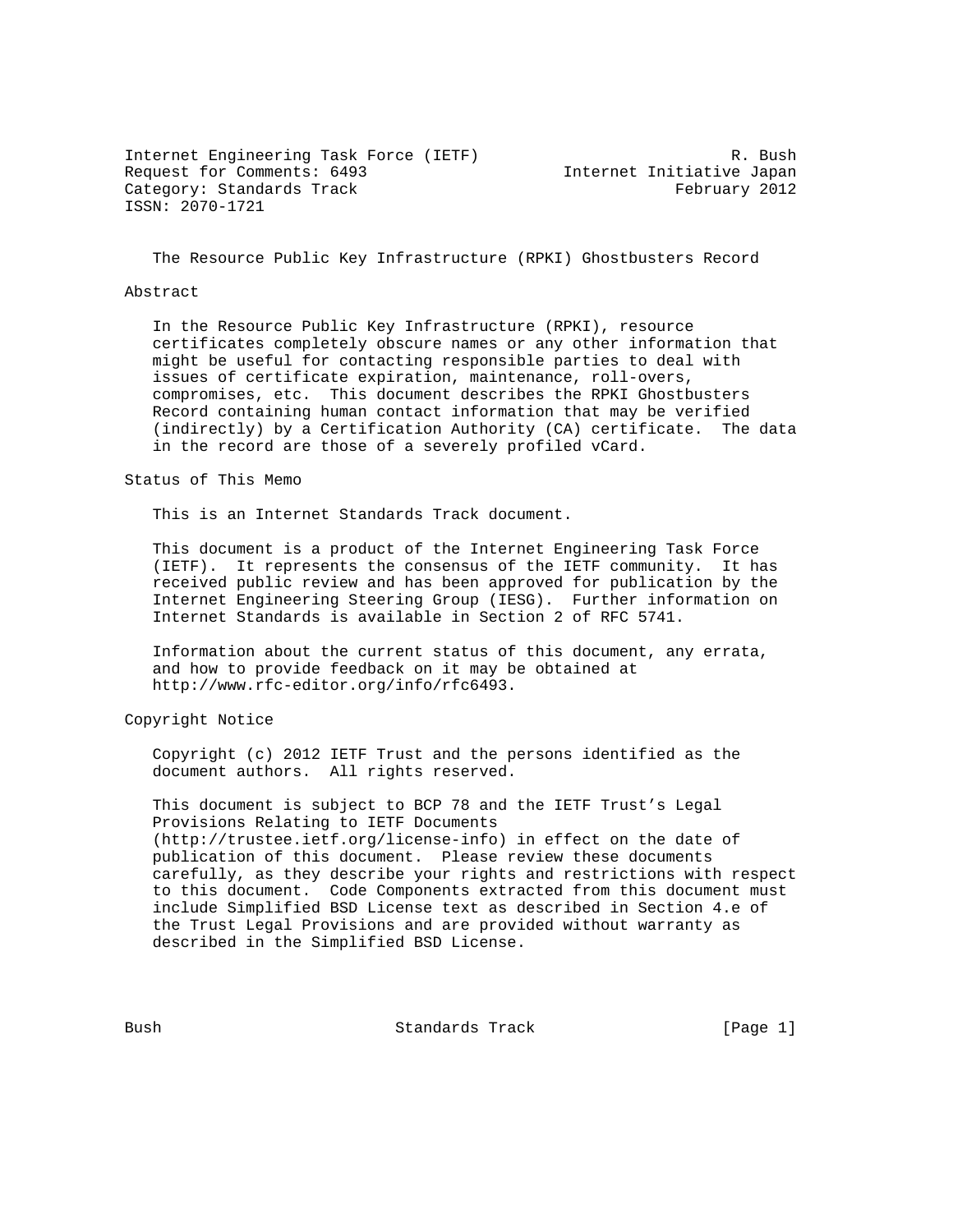Internet Engineering Task Force (IETF) R. Bush
Request for Comments: 6493 Internet Initiative Japan
Category: Standards Track February 2012
ISSN: 2070-1721

# The Resource Public Key Infrastructure (RPKI) Ghostbusters Record

## Abstract

In the Resource Public Key Infrastructure (RPKI), resource certificates completely obscure names or any other information that might be useful for contacting responsible parties to deal with issues of certificate expiration, maintenance, roll-overs, compromises, etc. This document describes the RPKI Ghostbusters Record containing human contact information that may be verified (indirectly) by a Certification Authority (CA) certificate. The data in the record are those of a severely profiled vCard.

## Status of This Memo

This is an Internet Standards Track document.

This document is a product of the Internet Engineering Task Force (IETF). It represents the consensus of the IETF community. It has received public review and has been approved for publication by the Internet Engineering Steering Group (IESG). Further information on Internet Standards is available in Section 2 of RFC 5741.

Information about the current status of this document, any errata, and how to provide feedback on it may be obtained at http://www.rfc-editor.org/info/rfc6493.

## Copyright Notice

Copyright (c) 2012 IETF Trust and the persons identified as the document authors. All rights reserved.

This document is subject to BCP 78 and the IETF Trust's Legal Provisions Relating to IETF Documents (http://trustee.ietf.org/license-info) in effect on the date of publication of this document. Please review these documents carefully, as they describe your rights and restrictions with respect to this document. Code Components extracted from this document must include Simplified BSD License text as described in Section 4.e of the Trust Legal Provisions and are provided without warranty as described in the Simplified BSD License.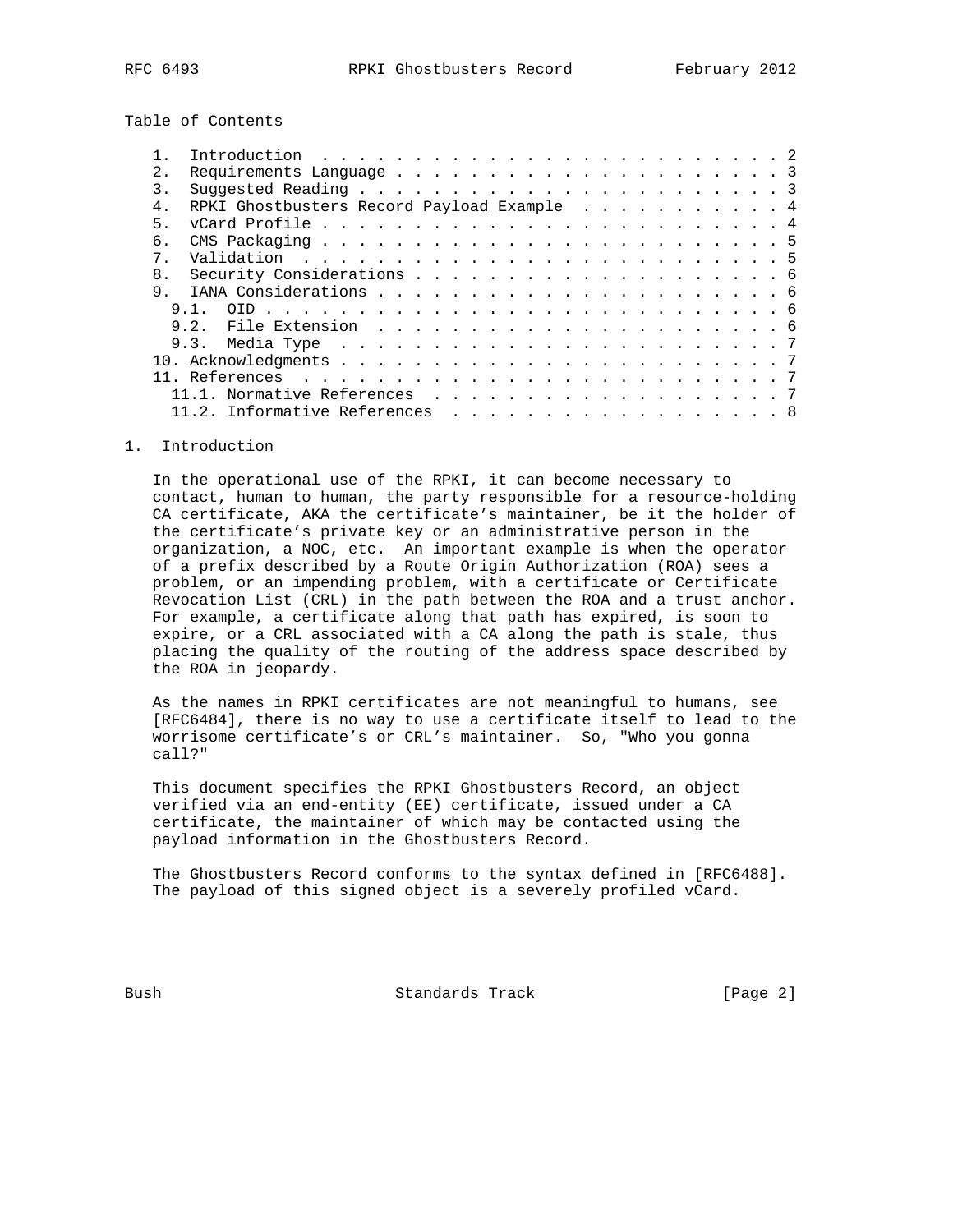Table of Contents

```
   1.  Introduction . . . . . . . . . . . . . . . . . . . . . . . . . . 2
   2.  Requirements Language . . . . . . . . . . . . . . . . . . . . . 3
   3.  Suggested Reading . . . . . . . . . . . . . . . . . . . . . . . 3
   4.  RPKI Ghostbusters Record Payload Example  . . . . . . . . . . . 4
   5.  vCard Profile . . . . . . . . . . . . . . . . . . . . . . . . . 4
   6.  CMS Packaging . . . . . . . . . . . . . . . . . . . . . . . . . 5
   7.  Validation  . . . . . . . . . . . . . . . . . . . . . . . . . . 5
   8.  Security Considerations . . . . . . . . . . . . . . . . . . . . 6
   9.  IANA Considerations . . . . . . . . . . . . . . . . . . . . . . 6
     9.1.  OID . . . . . . . . . . . . . . . . . . . . . . . . . . . . 6
     9.2.  File Extension  . . . . . . . . . . . . . . . . . . . . . . 6
     9.3.  Media Type  . . . . . . . . . . . . . . . . . . . . . . . . 7
   10. Acknowledgments . . . . . . . . . . . . . . . . . . . . . . . . 7
   11. References  . . . . . . . . . . . . . . . . . . . . . . . . . . 7
     11.1. Normative References  . . . . . . . . . . . . . . . . . . . 7
     11.2. Informative References  . . . . . . . . . . . . . . . . . . 8
```

## 1. Introduction

In the operational use of the RPKI, it can become necessary to contact, human to human, the party responsible for a resource-holding CA certificate, AKA the certificate's maintainer, be it the holder of the certificate's private key or an administrative person in the organization, a NOC, etc. An important example is when the operator of a prefix described by a Route Origin Authorization (ROA) sees a problem, or an impending problem, with a certificate or Certificate Revocation List (CRL) in the path between the ROA and a trust anchor. For example, a certificate along that path has expired, is soon to expire, or a CRL associated with a CA along the path is stale, thus placing the quality of the routing of the address space described by the ROA in jeopardy.

As the names in RPKI certificates are not meaningful to humans, see [RFC6484], there is no way to use a certificate itself to lead to the worrisome certificate's or CRL's maintainer. So, "Who you gonna call?"

This document specifies the RPKI Ghostbusters Record, an object verified via an end-entity (EE) certificate, issued under a CA certificate, the maintainer of which may be contacted using the payload information in the Ghostbusters Record.

The Ghostbusters Record conforms to the syntax defined in [RFC6488]. The payload of this signed object is a severely profiled vCard.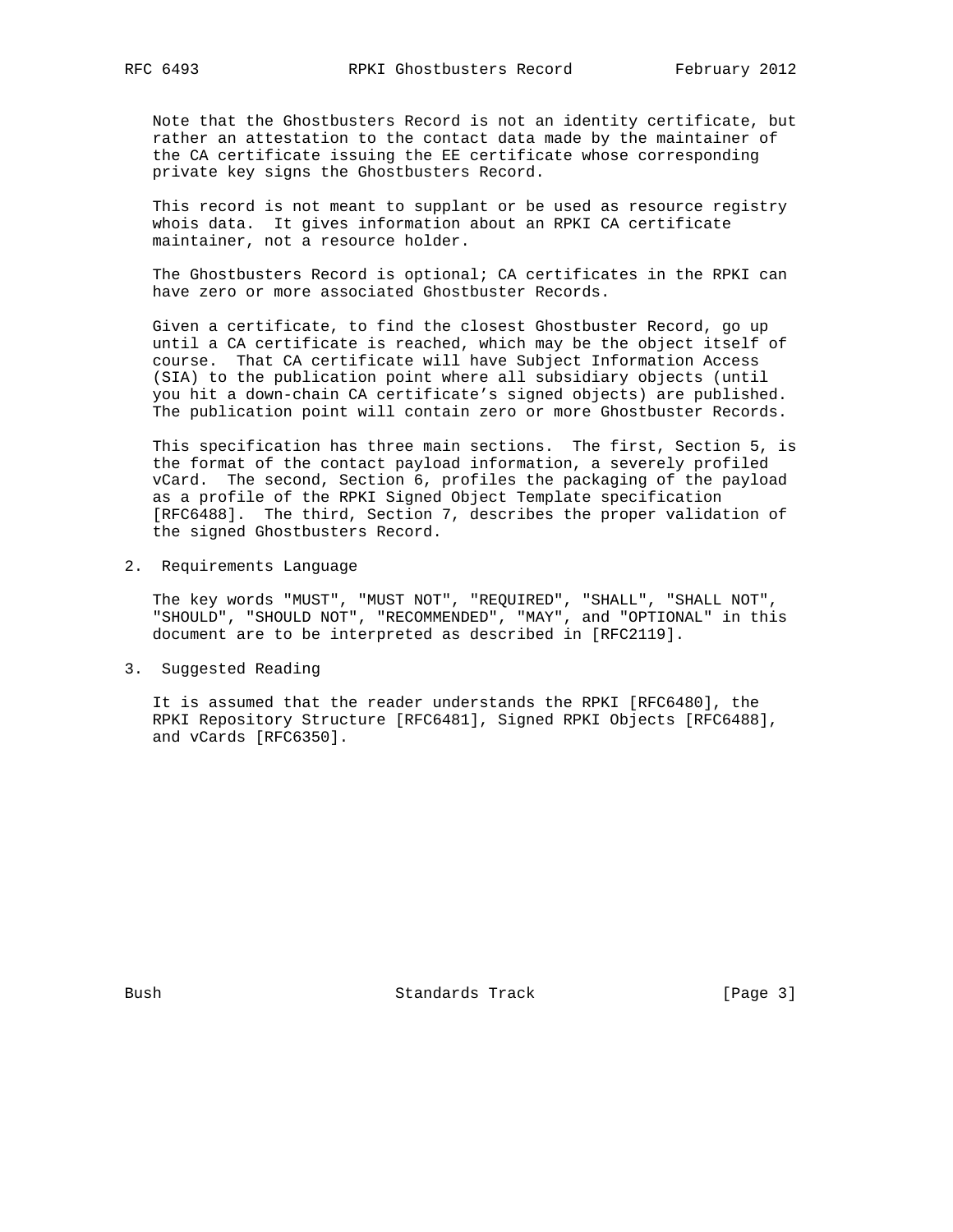Note that the Ghostbusters Record is not an identity certificate, but rather an attestation to the contact data made by the maintainer of the CA certificate issuing the EE certificate whose corresponding private key signs the Ghostbusters Record.

This record is not meant to supplant or be used as resource registry whois data. It gives information about an RPKI CA certificate maintainer, not a resource holder.

The Ghostbusters Record is optional; CA certificates in the RPKI can have zero or more associated Ghostbuster Records.

Given a certificate, to find the closest Ghostbuster Record, go up until a CA certificate is reached, which may be the object itself of course. That CA certificate will have Subject Information Access (SIA) to the publication point where all subsidiary objects (until you hit a down-chain CA certificate's signed objects) are published. The publication point will contain zero or more Ghostbuster Records.

This specification has three main sections. The first, Section 5, is the format of the contact payload information, a severely profiled vCard. The second, Section 6, profiles the packaging of the payload as a profile of the RPKI Signed Object Template specification [RFC6488]. The third, Section 7, describes the proper validation of the signed Ghostbusters Record.

## 2. Requirements Language

The key words "MUST", "MUST NOT", "REQUIRED", "SHALL", "SHALL NOT", "SHOULD", "SHOULD NOT", "RECOMMENDED", "MAY", and "OPTIONAL" in this document are to be interpreted as described in [RFC2119].

## 3. Suggested Reading

It is assumed that the reader understands the RPKI [RFC6480], the RPKI Repository Structure [RFC6481], Signed RPKI Objects [RFC6488], and vCards [RFC6350].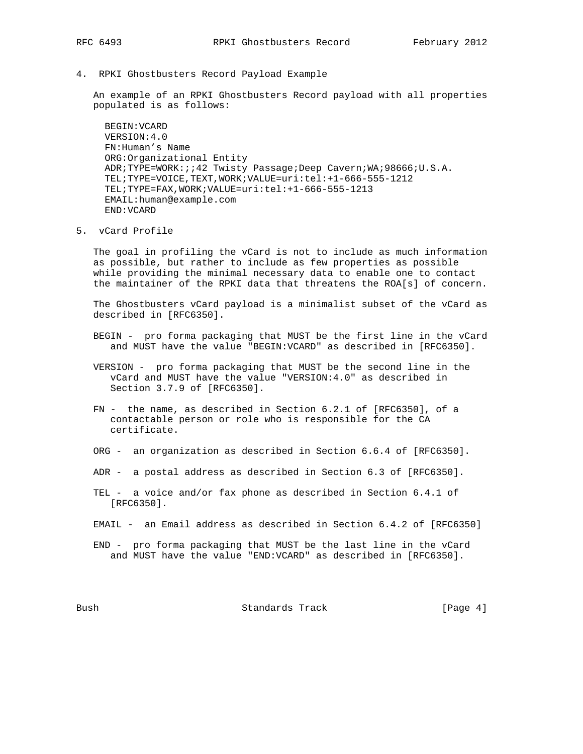## 4. RPKI Ghostbusters Record Payload Example

An example of an RPKI Ghostbusters Record payload with all properties populated is as follows:

```
BEGIN:VCARD
VERSION:4.0
FN:Human's Name
ORG:Organizational Entity
ADR;TYPE=WORK:;;42 Twisty Passage;Deep Cavern;WA;98666;U.S.A.
TEL;TYPE=VOICE,TEXT,WORK;VALUE=uri:tel:+1-666-555-1212
TEL;TYPE=FAX,WORK;VALUE=uri:tel:+1-666-555-1213
EMAIL:human@example.com
END:VCARD
```

## 5. vCard Profile

The goal in profiling the vCard is not to include as much information as possible, but rather to include as few properties as possible while providing the minimal necessary data to enable one to contact the maintainer of the RPKI data that threatens the ROA[s] of concern.

The Ghostbusters vCard payload is a minimalist subset of the vCard as described in [RFC6350].

BEGIN - pro forma packaging that MUST be the first line in the vCard and MUST have the value "BEGIN:VCARD" as described in [RFC6350].

VERSION - pro forma packaging that MUST be the second line in the vCard and MUST have the value "VERSION:4.0" as described in Section 3.7.9 of [RFC6350].

FN - the name, as described in Section 6.2.1 of [RFC6350], of a contactable person or role who is responsible for the CA certificate.

ORG - an organization as described in Section 6.6.4 of [RFC6350].

ADR - a postal address as described in Section 6.3 of [RFC6350].

TEL - a voice and/or fax phone as described in Section 6.4.1 of [RFC6350].

EMAIL - an Email address as described in Section 6.4.2 of [RFC6350]

END - pro forma packaging that MUST be the last line in the vCard and MUST have the value "END:VCARD" as described in [RFC6350].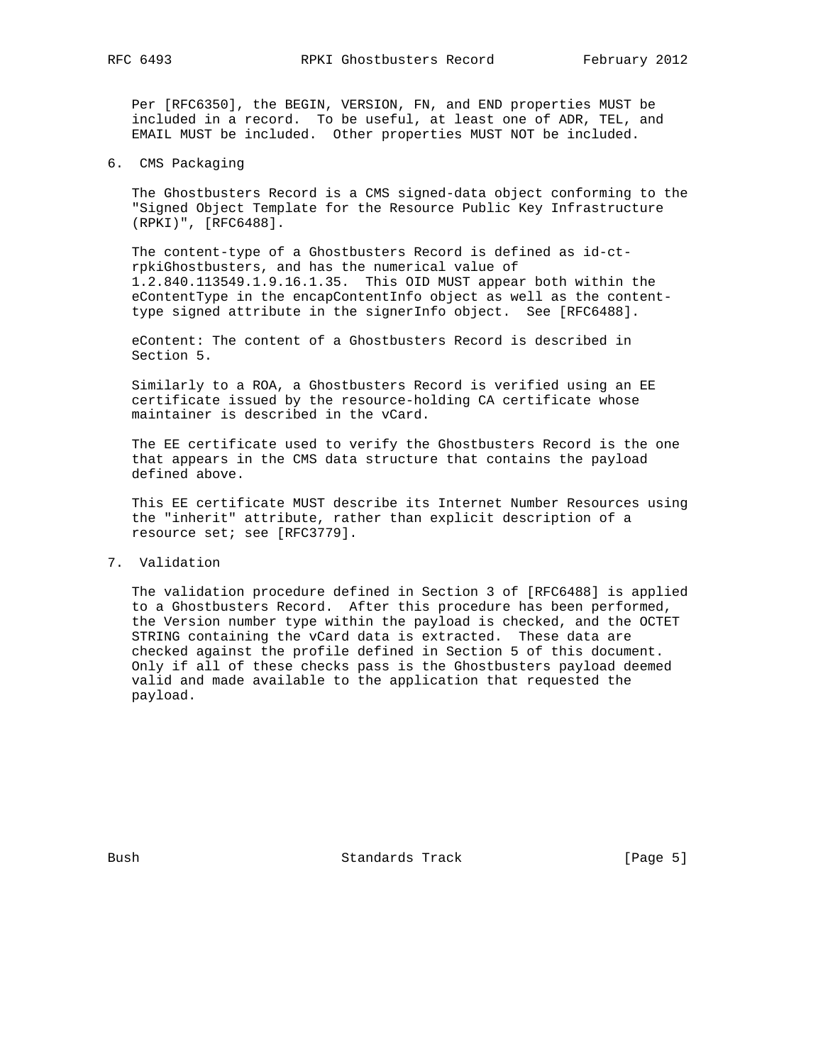Per [RFC6350], the BEGIN, VERSION, FN, and END properties MUST be included in a record. To be useful, at least one of ADR, TEL, and EMAIL MUST be included. Other properties MUST NOT be included.

## 6. CMS Packaging

The Ghostbusters Record is a CMS signed-data object conforming to the "Signed Object Template for the Resource Public Key Infrastructure (RPKI)", [RFC6488].

The content-type of a Ghostbusters Record is defined as id-ct-rpkiGhostbusters, and has the numerical value of 1.2.840.113549.1.9.16.1.35. This OID MUST appear both within the eContentType in the encapContentInfo object as well as the content-type signed attribute in the signerInfo object. See [RFC6488].

eContent: The content of a Ghostbusters Record is described in Section 5.

Similarly to a ROA, a Ghostbusters Record is verified using an EE certificate issued by the resource-holding CA certificate whose maintainer is described in the vCard.

The EE certificate used to verify the Ghostbusters Record is the one that appears in the CMS data structure that contains the payload defined above.

This EE certificate MUST describe its Internet Number Resources using the "inherit" attribute, rather than explicit description of a resource set; see [RFC3779].

## 7. Validation

The validation procedure defined in Section 3 of [RFC6488] is applied to a Ghostbusters Record. After this procedure has been performed, the Version number type within the payload is checked, and the OCTET STRING containing the vCard data is extracted. These data are checked against the profile defined in Section 5 of this document. Only if all of these checks pass is the Ghostbusters payload deemed valid and made available to the application that requested the payload.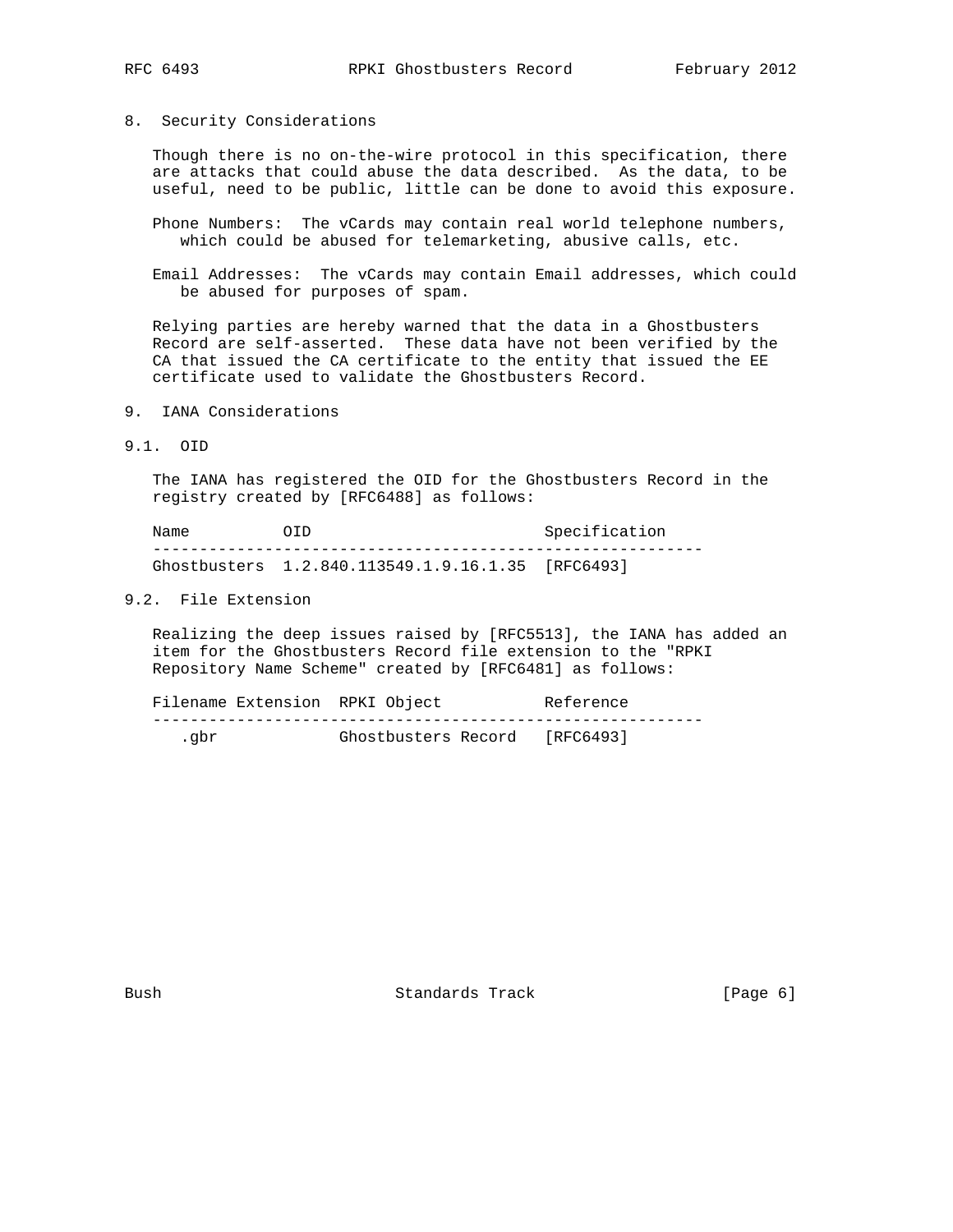## 8. Security Considerations

Though there is no on-the-wire protocol in this specification, there are attacks that could abuse the data described. As the data, to be useful, need to be public, little can be done to avoid this exposure.

Phone Numbers: The vCards may contain real world telephone numbers, which could be abused for telemarketing, abusive calls, etc.

Email Addresses: The vCards may contain Email addresses, which could be abused for purposes of spam.

Relying parties are hereby warned that the data in a Ghostbusters Record are self-asserted. These data have not been verified by the CA that issued the CA certificate to the entity that issued the EE certificate used to validate the Ghostbusters Record.

## 9. IANA Considerations

### 9.1. OID

The IANA has registered the OID for the Ghostbusters Record in the registry created by [RFC6488] as follows:

| Name | OID | Specification |
|---|---|---|
| Ghostbusters | 1.2.840.113549.1.9.16.1.35 | [RFC6493] |

### 9.2. File Extension

Realizing the deep issues raised by [RFC5513], the IANA has added an item for the Ghostbusters Record file extension to the "RPKI Repository Name Scheme" created by [RFC6481] as follows:

| Filename Extension | RPKI Object | Reference |
|---|---|---|
| .gbr | Ghostbusters Record | [RFC6493] |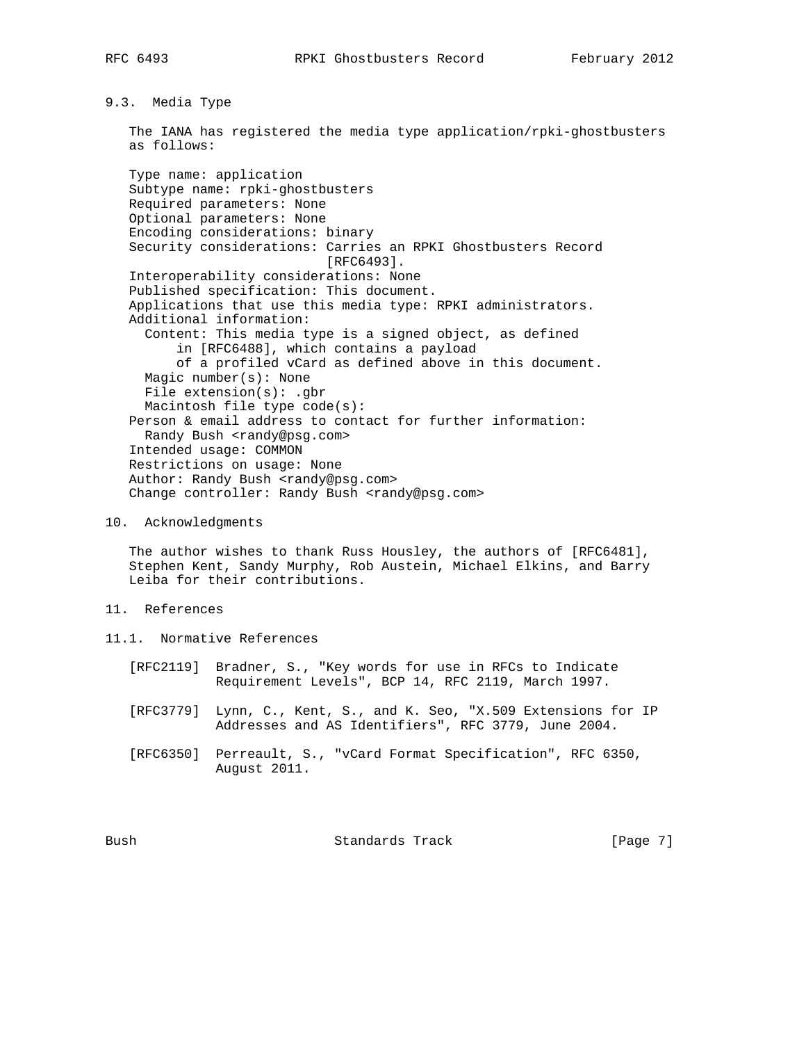### 9.3. Media Type

The IANA has registered the media type application/rpki-ghostbusters as follows:

```
Type name: application
Subtype name: rpki-ghostbusters
Required parameters: None
Optional parameters: None
Encoding considerations: binary
Security considerations: Carries an RPKI Ghostbusters Record
                         [RFC6493].
Interoperability considerations: None
Published specification: This document.
Applications that use this media type: RPKI administrators.
Additional information:
  Content: This media type is a signed object, as defined
      in [RFC6488], which contains a payload
      of a profiled vCard as defined above in this document.
  Magic number(s): None
  File extension(s): .gbr
  Macintosh file type code(s):
Person & email address to contact for further information:
  Randy Bush <randy@psg.com>
Intended usage: COMMON
Restrictions on usage: None
Author: Randy Bush <randy@psg.com>
Change controller: Randy Bush <randy@psg.com>
```

## 10. Acknowledgments

The author wishes to thank Russ Housley, the authors of [RFC6481], Stephen Kent, Sandy Murphy, Rob Austein, Michael Elkins, and Barry Leiba for their contributions.

## 11. References

### 11.1. Normative References

[RFC2119] Bradner, S., "Key words for use in RFCs to Indicate Requirement Levels", BCP 14, RFC 2119, March 1997.

[RFC3779] Lynn, C., Kent, S., and K. Seo, "X.509 Extensions for IP Addresses and AS Identifiers", RFC 3779, June 2004.

[RFC6350] Perreault, S., "vCard Format Specification", RFC 6350, August 2011.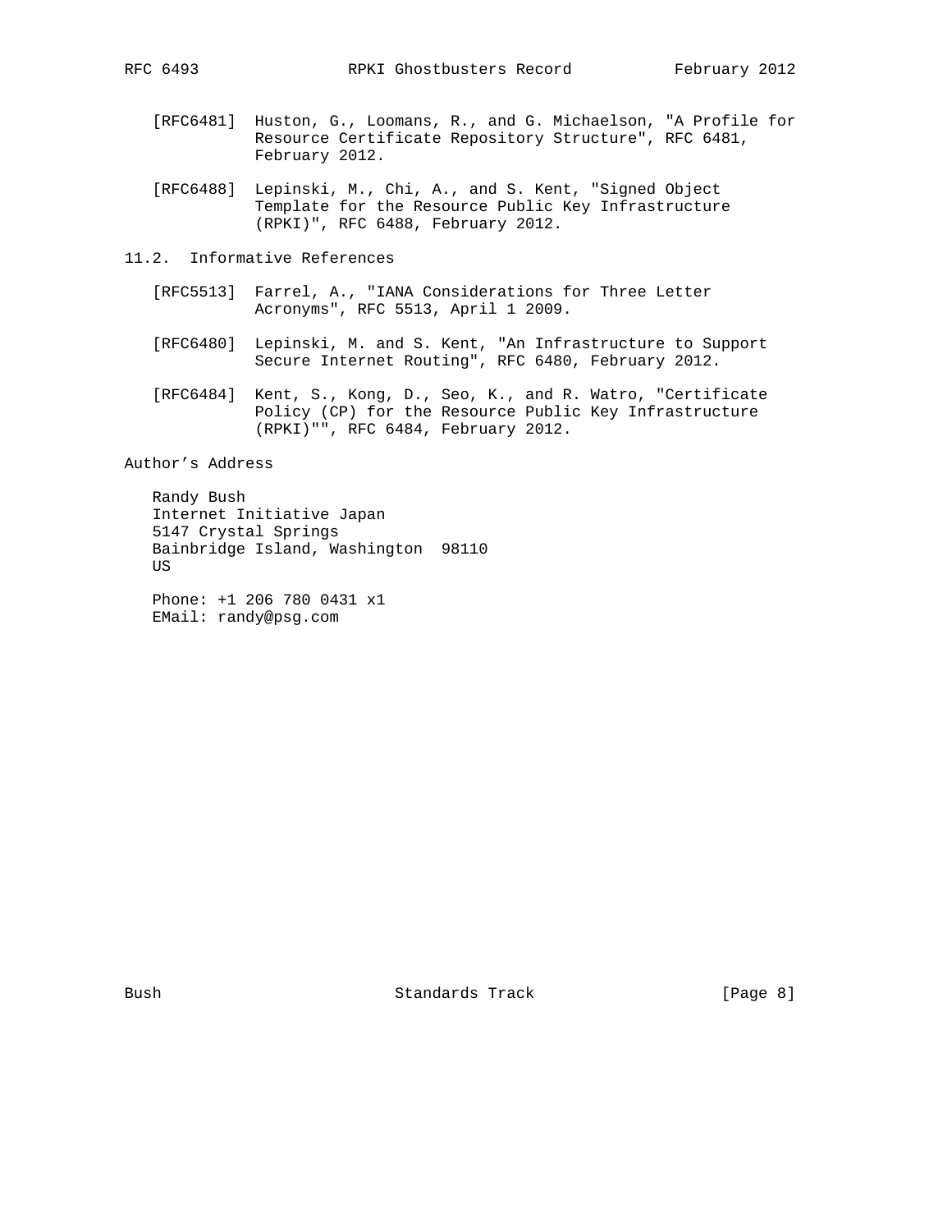[RFC6481] Huston, G., Loomans, R., and G. Michaelson, "A Profile for Resource Certificate Repository Structure", RFC 6481, February 2012.

[RFC6488] Lepinski, M., Chi, A., and S. Kent, "Signed Object Template for the Resource Public Key Infrastructure (RPKI)", RFC 6488, February 2012.

## 11.2. Informative References

[RFC5513] Farrel, A., "IANA Considerations for Three Letter Acronyms", RFC 5513, April 1 2009.

[RFC6480] Lepinski, M. and S. Kent, "An Infrastructure to Support Secure Internet Routing", RFC 6480, February 2012.

[RFC6484] Kent, S., Kong, D., Seo, K., and R. Watro, "Certificate Policy (CP) for the Resource Public Key Infrastructure (RPKI)"", RFC 6484, February 2012.

## Author's Address

Randy Bush
Internet Initiative Japan
5147 Crystal Springs
Bainbridge Island, Washington 98110
US

Phone: +1 206 780 0431 x1
EMail: randy@psg.com